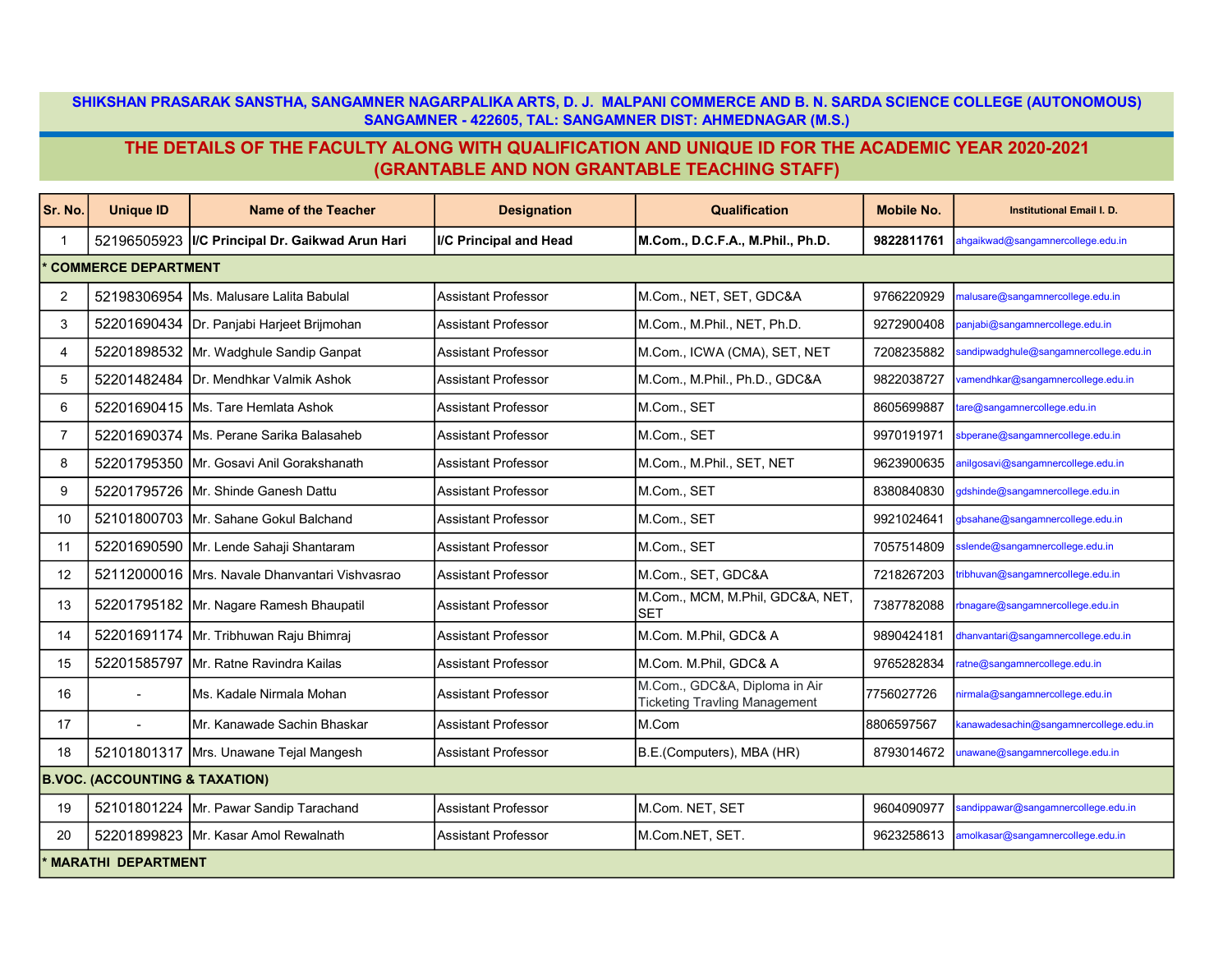**SHIKSHAN PRASARAK SANSTHA, SANGAMNER NAGARPALIKA ARTS, D. J. MALPANI COMMERCE AND B. N. SARDA SCIENCE COLLEGE (AUTONOMOUS)**
**SANGAMNER - 422605, TAL: SANGAMNER DIST: AHMEDNAGAR (M.S.)**

# THE DETAILS OF THE FACULTY ALONG WITH QUALIFICATION AND UNIQUE ID FOR THE ACADEMIC YEAR 2020-2021 (GRANTABLE AND NON GRANTABLE TEACHING STAFF)

| Sr. No. | Unique ID | Name of the Teacher | Designation | Qualification | Mobile No. | Institutional Email I. D. |
|---|---|---|---|---|---|---|
| 1 | 52196505923 | **I/C Principal Dr. Gaikwad Arun Hari** | **I/C Principal and Head** | **M.Com., D.C.F.A., M.Phil., Ph.D.** | **9822811761** | ahgaikwad@sangamnercollege.edu.in |
| **\* COMMERCE DEPARTMENT** | | | | | | |
| 2 | 52198306954 | Ms. Malusare Lalita Babulal | Assistant Professor | M.Com., NET, SET, GDC&A | 9766220929 | malusare@sangamnercollege.edu.in |
| 3 | 52201690434 | Dr. Panjabi Harjeet Brijmohan | Assistant Professor | M.Com., M.Phil., NET, Ph.D. | 9272900408 | panjabi@sangamnercollege.edu.in |
| 4 | 52201898532 | Mr. Wadghule Sandip Ganpat | Assistant Professor | M.Com., ICWA (CMA), SET, NET | 7208235882 | sandipwadghule@sangamnercollege.edu.in |
| 5 | 52201482484 | Dr. Mendhkar Valmik Ashok | Assistant Professor | M.Com., M.Phil., Ph.D., GDC&A | 9822038727 | vamendhkar@sangamnercollege.edu.in |
| 6 | 52201690415 | Ms. Tare Hemlata Ashok | Assistant Professor | M.Com., SET | 8605699887 | tare@sangamnercollege.edu.in |
| 7 | 52201690374 | Ms. Perane Sarika Balasaheb | Assistant Professor | M.Com., SET | 9970191971 | sbperane@sangamnercollege.edu.in |
| 8 | 52201795350 | Mr. Gosavi Anil Gorakshanath | Assistant Professor | M.Com., M.Phil., SET, NET | 9623900635 | anilgosavi@sangamnercollege.edu.in |
| 9 | 52201795726 | Mr. Shinde Ganesh Dattu | Assistant Professor | M.Com., SET | 8380840830 | gdshinde@sangamnercollege.edu.in |
| 10 | 52101800703 | Mr. Sahane Gokul Balchand | Assistant Professor | M.Com., SET | 9921024641 | gbsahane@sangamnercollege.edu.in |
| 11 | 52201690590 | Mr. Lende Sahaji Shantaram | Assistant Professor | M.Com., SET | 7057514809 | sslende@sangamnercollege.edu.in |
| 12 | 52112000016 | Mrs. Navale Dhanvantari Vishvasrao | Assistant Professor | M.Com., SET, GDC&A | 7218267203 | tribhuvan@sangamnercollege.edu.in |
| 13 | 52201795182 | Mr. Nagare Ramesh Bhaupatil | Assistant Professor | M.Com., MCM, M.Phil, GDC&A, NET, SET | 7387782088 | rbnagare@sangamnercollege.edu.in |
| 14 | 52201691174 | Mr. Tribhuwan Raju Bhimraj | Assistant Professor | M.Com. M.Phil, GDC& A | 9890424181 | dhanvantari@sangamnercollege.edu.in |
| 15 | 52201585797 | Mr. Ratne Ravindra Kailas | Assistant Professor | M.Com. M.Phil, GDC& A | 9765282834 | ratne@sangamnercollege.edu.in |
| 16 | - | Ms. Kadale Nirmala Mohan | Assistant Professor | M.Com., GDC&A, Diploma in Air Ticketing Travling Management | 7756027726 | nirmala@sangamnercollege.edu.in |
| 17 | - | Mr. Kanawade Sachin Bhaskar | Assistant Professor | M.Com | 8806597567 | kanawadesachin@sangamnercollege.edu.in |
| 18 | 52101801317 | Mrs. Unawane Tejal Mangesh | Assistant Professor | B.E.(Computers), MBA (HR) | 8793014672 | unawane@sangamnercollege.edu.in |
| **B.VOC. (ACCOUNTING & TAXATION)** | | | | | | |
| 19 | 52101801224 | Mr. Pawar Sandip Tarachand | Assistant Professor | M.Com. NET, SET | 9604090977 | sandippawar@sangamnercollege.edu.in |
| 20 | 52201899823 | Mr. Kasar Amol Rewalnath | Assistant Professor | M.Com.NET, SET. | 9623258613 | amolkasar@sangamnercollege.edu.in |
| **\* MARATHI DEPARTMENT** | | | | | | |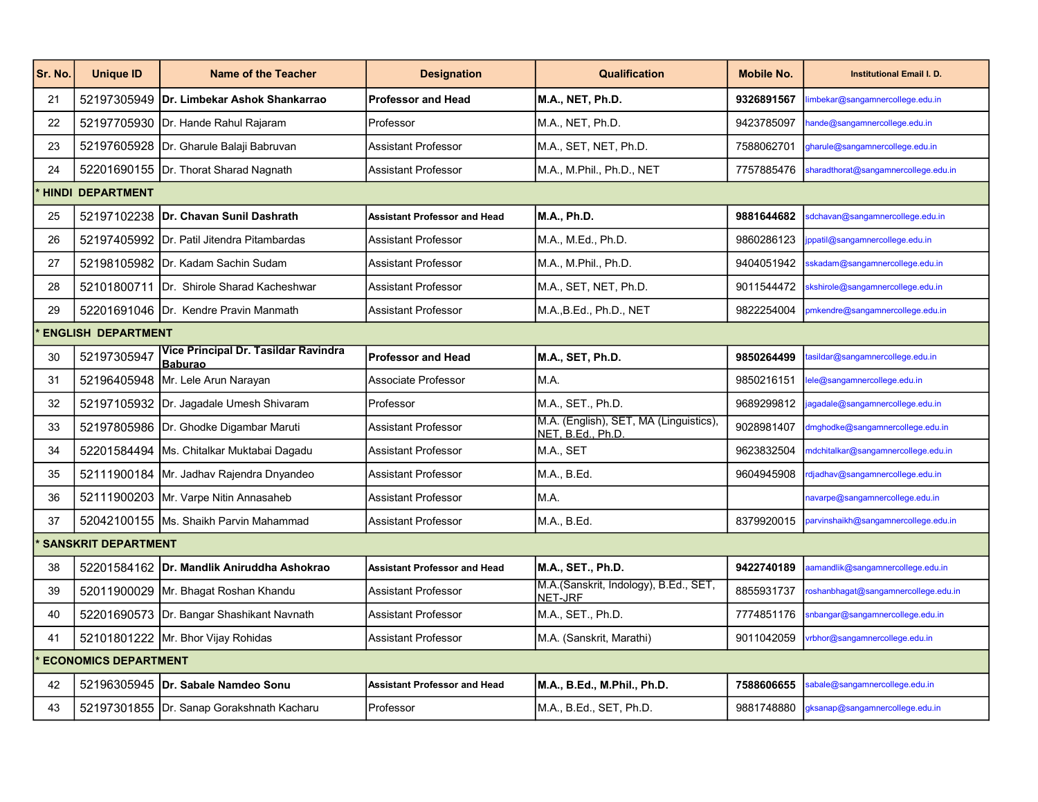| Sr. No. | Unique ID | Name of the Teacher | Designation | Qualification | Mobile No. | Institutional Email I. D. |
|---|---|---|---|---|---|---|
| 21 | 52197305949 | **Dr. Limbekar Ashok Shankarrao** | **Professor and Head** | **M.A., NET, Ph.D.** | **9326891567** | limbekar@sangamnercollege.edu.in |
| 22 | 52197705930 | Dr. Hande Rahul Rajaram | Professor | M.A., NET, Ph.D. | 9423785097 | hande@sangamnercollege.edu.in |
| 23 | 52197605928 | Dr. Gharule Balaji Babruvan | Assistant Professor | M.A., SET, NET, Ph.D. | 7588062701 | gharule@sangamnercollege.edu.in |
| 24 | 52201690155 | Dr. Thorat Sharad Nagnath | Assistant Professor | M.A., M.Phil., Ph.D., NET | 7757885476 | sharadthorat@sangamnercollege.edu.in |
| **\* HINDI DEPARTMENT** | | | | | | |
| 25 | 52197102238 | **Dr. Chavan Sunil Dashrath** | **Assistant Professor and Head** | **M.A., Ph.D.** | **9881644682** | sdchavan@sangamnercollege.edu.in |
| 26 | 52197405992 | Dr. Patil Jitendra Pitambardas | Assistant Professor | M.A., M.Ed., Ph.D. | 9860286123 | jppatil@sangamnercollege.edu.in |
| 27 | 52198105982 | Dr. Kadam Sachin Sudam | Assistant Professor | M.A., M.Phil., Ph.D. | 9404051942 | sskadam@sangamnercollege.edu.in |
| 28 | 52101800711 | Dr. Shirole Sharad Kacheshwar | Assistant Professor | M.A., SET, NET, Ph.D. | 9011544472 | skshirole@sangamnercollege.edu.in |
| 29 | 52201691046 | Dr. Kendre Pravin Manmath | Assistant Professor | M.A.,B.Ed., Ph.D., NET | 9822254004 | pmkendre@sangamnercollege.edu.in |
| **\* ENGLISH DEPARTMENT** | | | | | | |
| 30 | 52197305947 | **Vice Principal Dr. Tasildar Ravindra Baburao** | **Professor and Head** | **M.A., SET, Ph.D.** | **9850264499** | tasildar@sangamnercollege.edu.in |
| 31 | 52196405948 | Mr. Lele Arun Narayan | Associate Professor | M.A. | 9850216151 | lele@sangamnercollege.edu.in |
| 32 | 52197105932 | Dr. Jagadale Umesh Shivaram | Professor | M.A., SET., Ph.D. | 9689299812 | jagadale@sangamnercollege.edu.in |
| 33 | 52197805986 | Dr. Ghodke Digambar Maruti | Assistant Professor | M.A. (English), SET, MA (Linguistics), NET, B.Ed., Ph.D. | 9028981407 | dmghodke@sangamnercollege.edu.in |
| 34 | 52201584494 | Ms. Chitalkar Muktabai Dagadu | Assistant Professor | M.A., SET | 9623832504 | mdchitalkar@sangamnercollege.edu.in |
| 35 | 52111900184 | Mr. Jadhav Rajendra Dnyandeo | Assistant Professor | M.A., B.Ed. | 9604945908 | rdjadhav@sangamnercollege.edu.in |
| 36 | 52111900203 | Mr. Varpe Nitin Annasaheb | Assistant Professor | M.A. | | navarpe@sangamnercollege.edu.in |
| 37 | 52042100155 | Ms. Shaikh Parvin Mahammad | Assistant Professor | M.A., B.Ed. | 8379920015 | parvinshaikh@sangamnercollege.edu.in |
| **\* SANSKRIT DEPARTMENT** | | | | | | |
| 38 | 52201584162 | **Dr. Mandlik Aniruddha Ashokrao** | **Assistant Professor and Head** | **M.A., SET., Ph.D.** | **9422740189** | aamandlik@sangamnercollege.edu.in |
| 39 | 52011900029 | Mr. Bhagat Roshan Khandu | Assistant Professor | M.A.(Sanskrit, Indology), B.Ed., SET, NET-JRF | 8855931737 | roshanbhagat@sangamnercollege.edu.in |
| 40 | 52201690573 | Dr. Bangar Shashikant Navnath | Assistant Professor | M.A., SET., Ph.D. | 7774851176 | snbangar@sangamnercollege.edu.in |
| 41 | 52101801222 | Mr. Bhor Vijay Rohidas | Assistant Professor | M.A. (Sanskrit, Marathi) | 9011042059 | vrbhor@sangamnercollege.edu.in |
| **\* ECONOMICS DEPARTMENT** | | | | | | |
| 42 | 52196305945 | **Dr. Sabale Namdeo Sonu** | **Assistant Professor and Head** | **M.A., B.Ed., M.Phil., Ph.D.** | **7588606655** | sabale@sangamnercollege.edu.in |
| 43 | 52197301855 | Dr. Sanap Gorakshnath Kacharu | Professor | M.A., B.Ed., SET, Ph.D. | 9881748880 | gksanap@sangamnercollege.edu.in |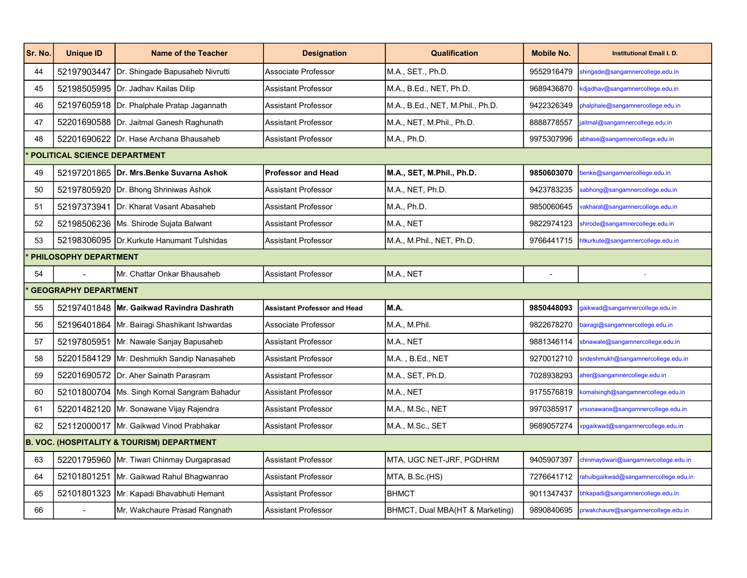| Sr. No. | Unique ID | Name of the Teacher | Designation | Qualification | Mobile No. | Institutional Email I. D. |
|---|---|---|---|---|---|---|
| 44 | 52197903447 | Dr. Shingade Bapusaheb Nivrutti | Associate Professor | M.A., SET., Ph.D. | 9552916479 | shingade@sangamnercollege.edu.in |
| 45 | 52198505995 | Dr. Jadhav Kailas Dilip | Assistant Professor | M.A., B.Ed., NET, Ph.D. | 9689436870 | kdjadhav@sangamnercollege.edu.in |
| 46 | 52197605918 | Dr. Phalphale Pratap Jagannath | Assistant Professor | M.A., B.Ed., NET, M.Phil., Ph.D. | 9422326349 | phalphale@sangamnercollege.edu.in |
| 47 | 52201690588 | Dr. Jaitmal Ganesh Raghunath | Assistant Professor | M.A., NET, M.Phil., Ph.D. | 8888778557 | jaitmal@sangamnercollege.edu.in |
| 48 | 52201690622 | Dr. Hase Archana Bhausaheb | Assistant Professor | M.A., Ph.D. | 9975307996 | abhase@sangamnercollege.edu.in |
| **\* POLITICAL SCIENCE DEPARTMENT** | | | | | | |
| 49 | 52197201865 | **Dr. Mrs.Benke Suvarna Ashok** | **Professor and Head** | **M.A., SET, M.Phil., Ph.D.** | **9850603070** | benke@sangamnercollege.edu.in |
| 50 | 52197805920 | Dr. Bhong Shriniwas Ashok | Assistant Professor | M.A., NET, Ph.D. | 9423783235 | sabhong@sangamnercollege.edu.in |
| 51 | 52197373941 | Dr. Kharat Vasant Abasaheb | Assistant Professor | M.A., Ph.D. | 9850060645 | vakharat@sangamnercollege.edu.in |
| 52 | 52198506236 | Ms. Shirode Sujata Balwant | Assistant Professor | M.A., NET | 9822974123 | shirode@sangamnercollege.edu.in |
| 53 | 52198306095 | Dr.Kurkute Hanumant Tulshidas | Assistant Professor | M.A., M.Phil., NET, Ph.D. | 9766441715 | htkurkute@sangamnercollege.edu.in |
| **\* PHILOSOPHY DEPARTMENT** | | | | | | |
| 54 | - | Mr. Chattar Onkar Bhausaheb | Assistant Professor | M.A., NET | - | - |
| **\* GEOGRAPHY DEPARTMENT** | | | | | | |
| 55 | 52197401848 | **Mr. Gaikwad Ravindra Dashrath** | **Assistant Professor and Head** | **M.A.** | **9850448093** | gaikwad@sangamnercollege.edu.in |
| 56 | 52196401864 | Mr. Bairagi Shashikant Ishwardas | Associate Professor | M.A., M.Phil. | 9822678270 | bairagi@sangamnercollege.edu.in |
| 57 | 52197805951 | Mr. Nawale Sanjay Bapusaheb | Assistant Professor | M.A., NET | 9881346114 | sbnawale@sangamnercollege.edu.in |
| 58 | 52201584129 | Mr. Deshmukh Sandip Nanasaheb | Assistant Professor | M.A. , B.Ed., NET | 9270012710 | sndeshmukh@sangamnercollege.edu.in |
| 59 | 52201690572 | Dr. Aher Sainath Parasram | Assistant Professor | M.A., SET, Ph.D. | 7028938293 | aher@sangamnercollege.edu.in |
| 60 | 52101800704 | Ms. Singh Komal Sangram Bahadur | Assistant Professor | M.A., NET | 9175576819 | komalsingh@sangamnercollege.edu.in |
| 61 | 52201482120 | Mr. Sonawane Vijay Rajendra | Assistant Professor | M.A., M.Sc., NET | 9970385917 | vrsonawane@sangamnercollege.edu.in |
| 62 | 52112000017 | Mr. Gaikwad Vinod Prabhakar | Assistant Professor | M.A., M.Sc., SET | 9689057274 | vpgaikwad@sangamnercollege.edu.in |
| **B. VOC. (HOSPITALITY & TOURISM) DEPARTMENT** | | | | | | |
| 63 | 52201795960 | Mr. Tiwari Chinmay Durgaprasad | Assistant Professor | MTA, UGC NET-JRF, PGDHRM | 9405907397 | chinmaytiwari@sangamnercollege.edu.in |
| 64 | 52101801251 | Mr. Gaikwad Rahul Bhagwanrao | Assistant Professor | MTA, B.Sc.(HS) | 7276641712 | rahulbgaikwad@sangamnercollege.edu.in |
| 65 | 52101801323 | Mr. Kapadi Bhavabhuti Hemant | Assistant Professor | BHMCT | 9011347437 | bhkapadi@sangamnercollege.edu.in |
| 66 | - | Mr. Wakchaure Prasad Rangnath | Assistant Professor | BHMCT, Dual MBA(HT & Marketing) | 9890840695 | prwakchaure@sangamnercollege.edu.in |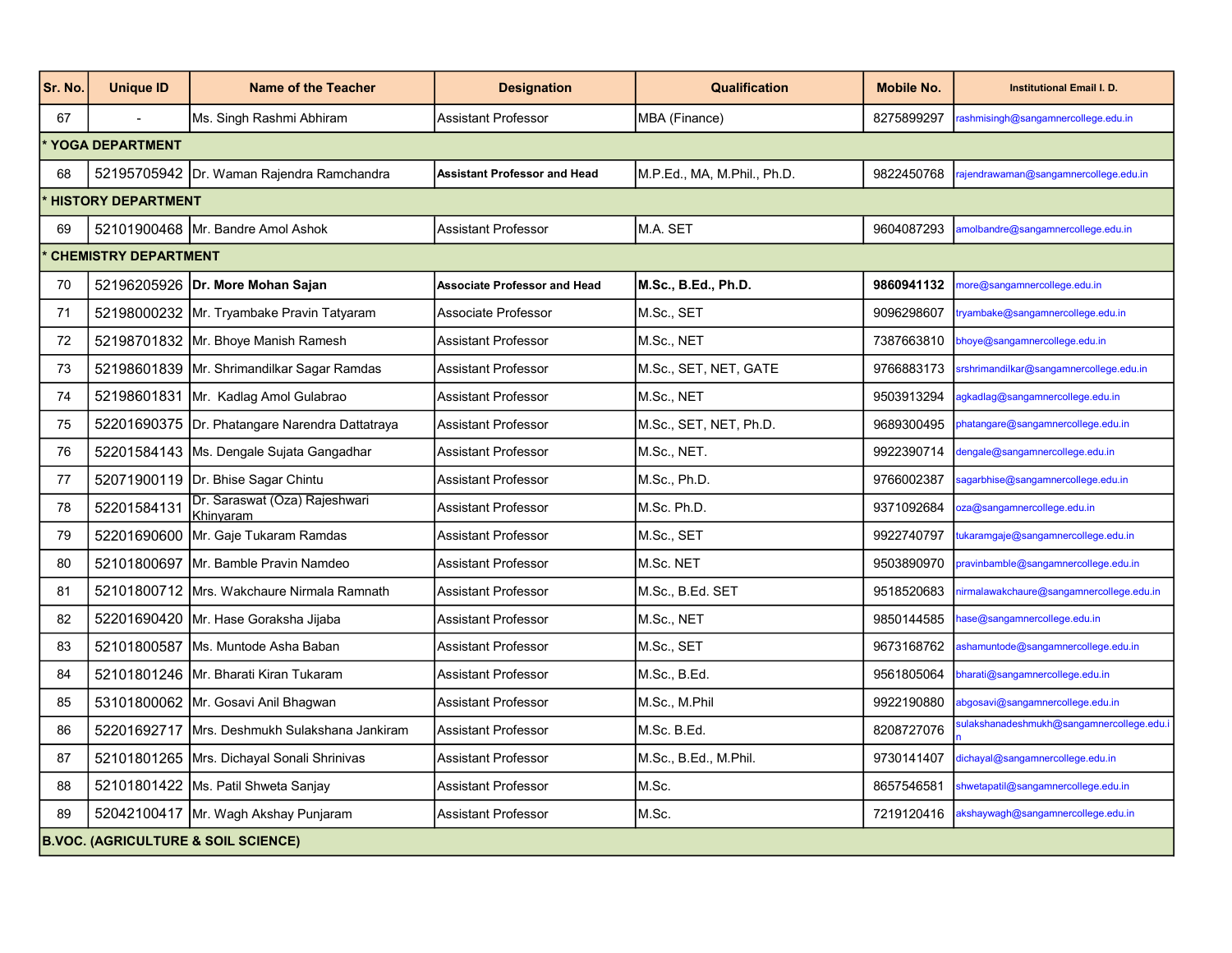| Sr. No. | Unique ID | Name of the Teacher | Designation | Qualification | Mobile No. | Institutional Email I. D. |
|---|---|---|---|---|---|---|
| 67 | - | Ms. Singh Rashmi Abhiram | Assistant Professor | MBA (Finance) | 8275899297 | rashmisingh@sangamnercollege.edu.in |
| * YOGA DEPARTMENT | | | | | | |
| 68 | 52195705942 | Dr. Waman Rajendra Ramchandra | **Assistant Professor and Head** | M.P.Ed., MA, M.Phil., Ph.D. | 9822450768 | rajendrawaman@sangamnercollege.edu.in |
| * HISTORY DEPARTMENT | | | | | | |
| 69 | 52101900468 | Mr. Bandre Amol Ashok | Assistant Professor | M.A. SET | 9604087293 | amolbandre@sangamnercollege.edu.in |
| * CHEMISTRY DEPARTMENT | | | | | | |
| 70 | 52196205926 | **Dr. More Mohan Sajan** | **Associate Professor and Head** | **M.Sc., B.Ed., Ph.D.** | **9860941132** | more@sangamnercollege.edu.in |
| 71 | 52198000232 | Mr. Tryambake Pravin Tatyaram | Associate Professor | M.Sc., SET | 9096298607 | tryambake@sangamnercollege.edu.in |
| 72 | 52198701832 | Mr. Bhoye Manish Ramesh | Assistant Professor | M.Sc., NET | 7387663810 | bhoye@sangamnercollege.edu.in |
| 73 | 52198601839 | Mr. Shrimandilkar Sagar Ramdas | Assistant Professor | M.Sc., SET, NET, GATE | 9766883173 | srshrimandilkar@sangamnercollege.edu.in |
| 74 | 52198601831 | Mr. Kadlag Amol Gulabrao | Assistant Professor | M.Sc., NET | 9503913294 | agkadlag@sangamnercollege.edu.in |
| 75 | 52201690375 | Dr. Phatangare Narendra Dattatraya | Assistant Professor | M.Sc., SET, NET, Ph.D. | 9689300495 | phatangare@sangamnercollege.edu.in |
| 76 | 52201584143 | Ms. Dengale Sujata Gangadhar | Assistant Professor | M.Sc., NET. | 9922390714 | dengale@sangamnercollege.edu.in |
| 77 | 52071900119 | Dr. Bhise Sagar Chintu | Assistant Professor | M.Sc., Ph.D. | 9766002387 | sagarbhise@sangamnercollege.edu.in |
| 78 | 52201584131 | Dr. Saraswat (Oza) Rajeshwari Khinyaram | Assistant Professor | M.Sc. Ph.D. | 9371092684 | oza@sangamnercollege.edu.in |
| 79 | 52201690600 | Mr. Gaje Tukaram Ramdas | Assistant Professor | M.Sc., SET | 9922740797 | tukaramgaje@sangamnercollege.edu.in |
| 80 | 52101800697 | Mr. Bamble Pravin Namdeo | Assistant Professor | M.Sc. NET | 9503890970 | pravinbamble@sangamnercollege.edu.in |
| 81 | 52101800712 | Mrs. Wakchaure Nirmala Ramnath | Assistant Professor | M.Sc., B.Ed. SET | 9518520683 | nirmalawakchaure@sangamnercollege.edu.in |
| 82 | 52201690420 | Mr. Hase Goraksha Jijaba | Assistant Professor | M.Sc., NET | 9850144585 | hase@sangamnercollege.edu.in |
| 83 | 52101800587 | Ms. Muntode Asha Baban | Assistant Professor | M.Sc., SET | 9673168762 | ashamuntode@sangamnercollege.edu.in |
| 84 | 52101801246 | Mr. Bharati Kiran Tukaram | Assistant Professor | M.Sc., B.Ed. | 9561805064 | bharati@sangamnercollege.edu.in |
| 85 | 53101800062 | Mr. Gosavi Anil Bhagwan | Assistant Professor | M.Sc., M.Phil | 9922190880 | abgosavi@sangamnercollege.edu.in |
| 86 | 52201692717 | Mrs. Deshmukh Sulakshana Jankiram | Assistant Professor | M.Sc. B.Ed. | 8208727076 | sulakshanadeshmukh@sangamnercollege.edu.in |
| 87 | 52101801265 | Mrs. Dichayal Sonali Shrinivas | Assistant Professor | M.Sc., B.Ed., M.Phil. | 9730141407 | dichayal@sangamnercollege.edu.in |
| 88 | 52101801422 | Ms. Patil Shweta Sanjay | Assistant Professor | M.Sc. | 8657546581 | shwetapatil@sangamnercollege.edu.in |
| 89 | 52042100417 | Mr. Wagh Akshay Punjaram | Assistant Professor | M.Sc. | 7219120416 | akshaywagh@sangamnercollege.edu.in |
| B.VOC. (AGRICULTURE & SOIL SCIENCE) | | | | | | |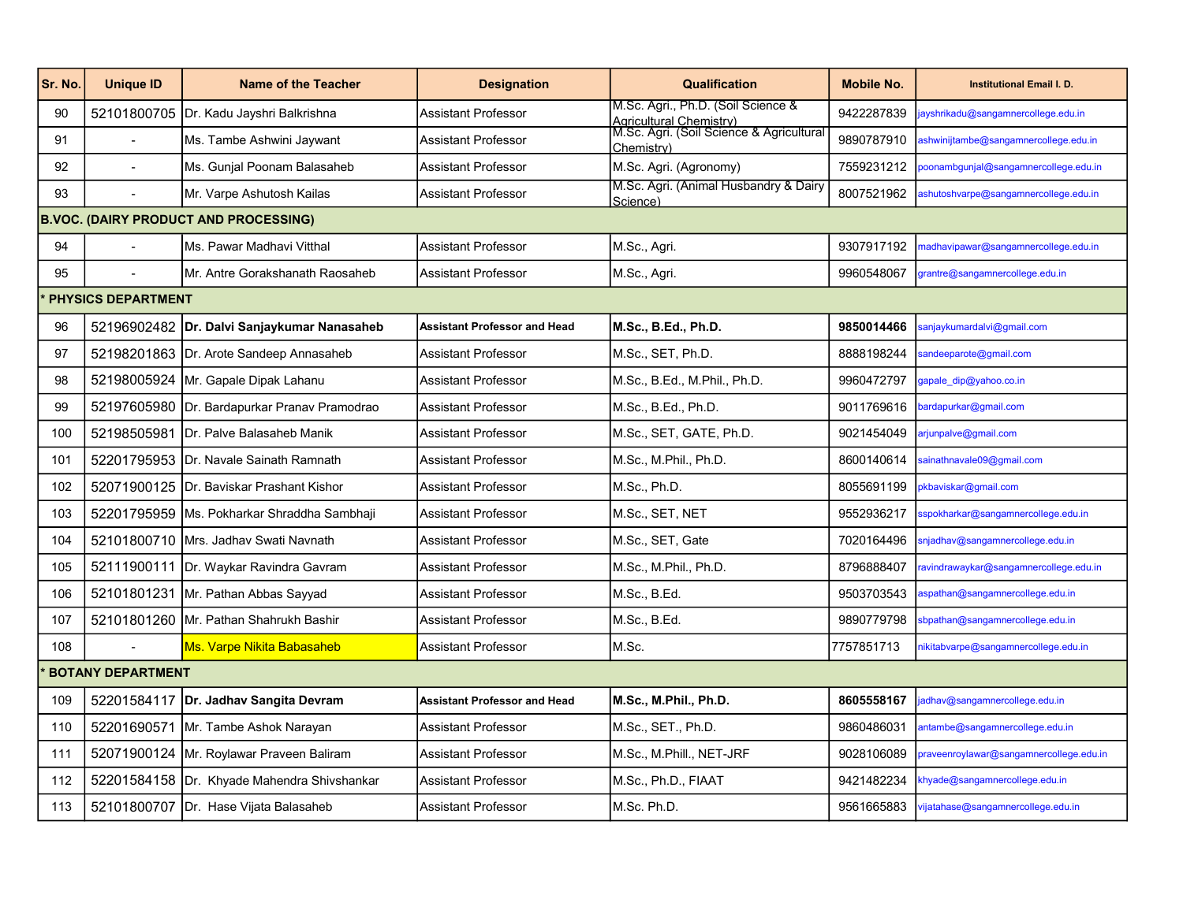| Sr. No. | Unique ID | Name of the Teacher | Designation | Qualification | Mobile No. | Institutional Email I. D. |
|---|---|---|---|---|---|---|
| 90 | 52101800705 | Dr. Kadu Jayshri Balkrishna | Assistant Professor | M.Sc. Agri., Ph.D. (Soil Science & Agricultural Chemistry) | 9422287839 | jayshrikadu@sangamnercollege.edu.in |
| 91 | - | Ms. Tambe Ashwini Jaywant | Assistant Professor | M.Sc. Agri. (Soil Science & Agricultural Chemistry) | 9890787910 | ashwinijtambe@sangamnercollege.edu.in |
| 92 | - | Ms. Gunjal Poonam Balasaheb | Assistant Professor | M.Sc. Agri. (Agronomy) | 7559231212 | poonambgunjal@sangamnercollege.edu.in |
| 93 | - | Mr. Varpe Ashutosh Kailas | Assistant Professor | M.Sc. Agri. (Animal Husbandry & Dairy Science) | 8007521962 | ashutoshvarpe@sangamnercollege.edu.in |
| **B.VOC. (DAIRY PRODUCT AND PROCESSING)** | | | | | | |
| 94 | - | Ms. Pawar Madhavi Vitthal | Assistant Professor | M.Sc., Agri. | 9307917192 | madhavipawar@sangamnercollege.edu.in |
| 95 | - | Mr. Antre Gorakshanath Raosaheb | Assistant Professor | M.Sc., Agri. | 9960548067 | grantre@sangamnercollege.edu.in |
| **\* PHYSICS DEPARTMENT** | | | | | | |
| 96 | 52196902482 | **Dr. Dalvi Sanjaykumar Nanasaheb** | **Assistant Professor and Head** | **M.Sc., B.Ed., Ph.D.** | **9850014466** | sanjaykumardalvi@gmail.com |
| 97 | 52198201863 | Dr. Arote Sandeep Annasaheb | Assistant Professor | M.Sc., SET, Ph.D. | 8888198244 | sandeeparote@gmail.com |
| 98 | 52198005924 | Mr. Gapale Dipak Lahanu | Assistant Professor | M.Sc., B.Ed., M.Phil., Ph.D. | 9960472797 | gapale_dip@yahoo.co.in |
| 99 | 52197605980 | Dr. Bardapurkar Pranav Pramodrao | Assistant Professor | M.Sc., B.Ed., Ph.D. | 9011769616 | bardapurkar@gmail.com |
| 100 | 52198505981 | Dr. Palve Balasaheb Manik | Assistant Professor | M.Sc., SET, GATE, Ph.D. | 9021454049 | arjunpalve@gmail.com |
| 101 | 52201795953 | Dr. Navale Sainath Ramnath | Assistant Professor | M.Sc., M.Phil., Ph.D. | 8600140614 | sainathnavale09@gmail.com |
| 102 | 52071900125 | Dr. Baviskar Prashant Kishor | Assistant Professor | M.Sc., Ph.D. | 8055691199 | pkbaviskar@gmail.com |
| 103 | 52201795959 | Ms. Pokharkar Shraddha Sambhaji | Assistant Professor | M.Sc., SET, NET | 9552936217 | sspokharkar@sangamnercollege.edu.in |
| 104 | 52101800710 | Mrs. Jadhav Swati Navnath | Assistant Professor | M.Sc., SET, Gate | 7020164496 | snjadhav@sangamnercollege.edu.in |
| 105 | 52111900111 | Dr. Waykar Ravindra Gavram | Assistant Professor | M.Sc., M.Phil., Ph.D. | 8796888407 | ravindrawaykar@sangamnercollege.edu.in |
| 106 | 52101801231 | Mr. Pathan Abbas Sayyad | Assistant Professor | M.Sc., B.Ed. | 9503703543 | aspathan@sangamnercollege.edu.in |
| 107 | 52101801260 | Mr. Pathan Shahrukh Bashir | Assistant Professor | M.Sc., B.Ed. | 9890779798 | sbpathan@sangamnercollege.edu.in |
| 108 | - | Ms. Varpe Nikita Babasaheb | Assistant Professor | M.Sc. | 7757851713 | nikitabvarpe@sangamnercollege.edu.in |
| **\* BOTANY DEPARTMENT** | | | | | | |
| 109 | 52201584117 | **Dr. Jadhav Sangita Devram** | **Assistant Professor and Head** | **M.Sc., M.Phil., Ph.D.** | **8605558167** | jadhav@sangamnercollege.edu.in |
| 110 | 52201690571 | Mr. Tambe Ashok Narayan | Assistant Professor | M.Sc., SET., Ph.D. | 9860486031 | antambe@sangamnercollege.edu.in |
| 111 | 52071900124 | Mr. Roylawar Praveen Baliram | Assistant Professor | M.Sc., M.Phill., NET-JRF | 9028106089 | praveenroylawar@sangamnercollege.edu.in |
| 112 | 52201584158 | Dr. Khyade Mahendra Shivshankar | Assistant Professor | M.Sc., Ph.D., FIAAT | 9421482234 | khyade@sangamnercollege.edu.in |
| 113 | 52101800707 | Dr. Hase Vijata Balasaheb | Assistant Professor | M.Sc. Ph.D. | 9561665883 | vijatahase@sangamnercollege.edu.in |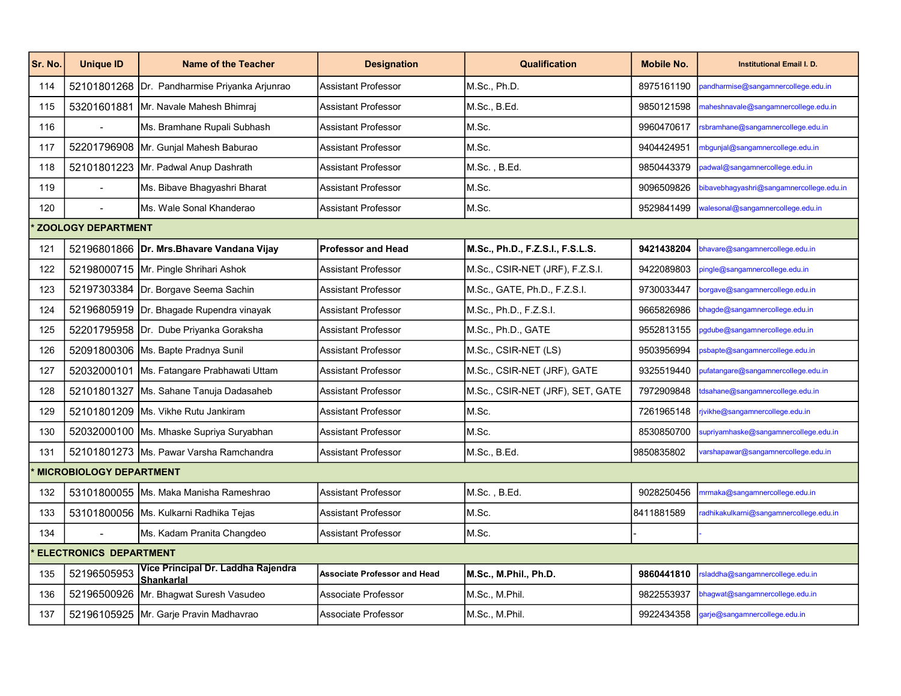| Sr. No. | Unique ID | Name of the Teacher | Designation | Qualification | Mobile No. | Institutional Email I. D. |
|---|---|---|---|---|---|---|
| 114 | 52101801268 | Dr. Pandharmise Priyanka Arjunrao | Assistant Professor | M.Sc., Ph.D. | 8975161190 | pandharmise@sangamnercollege.edu.in |
| 115 | 53201601881 | Mr. Navale Mahesh Bhimraj | Assistant Professor | M.Sc., B.Ed. | 9850121598 | maheshnavale@sangamnercollege.edu.in |
| 116 | - | Ms. Bramhane Rupali Subhash | Assistant Professor | M.Sc. | 9960470617 | rsbramhane@sangamnercollege.edu.in |
| 117 | 52201796908 | Mr. Gunjal Mahesh Baburao | Assistant Professor | M.Sc. | 9404424951 | mbgunjal@sangamnercollege.edu.in |
| 118 | 52101801223 | Mr. Padwal Anup Dashrath | Assistant Professor | M.Sc. , B.Ed. | 9850443379 | padwal@sangamnercollege.edu.in |
| 119 | - | Ms. Bibave Bhagyashri Bharat | Assistant Professor | M.Sc. | 9096509826 | bibavebhagyashri@sangamnercollege.edu.in |
| 120 | - | Ms. Wale Sonal Khanderao | Assistant Professor | M.Sc. | 9529841499 | walesonal@sangamnercollege.edu.in |
| * ZOOLOGY DEPARTMENT | | | | | | |
| 121 | 52196801866 | **Dr. Mrs.Bhavare Vandana Vijay** | **Professor and Head** | **M.Sc., Ph.D., F.Z.S.I., F.S.L.S.** | **9421438204** | bhavare@sangamnercollege.edu.in |
| 122 | 52198000715 | Mr. Pingle Shrihari Ashok | Assistant Professor | M.Sc., CSIR-NET (JRF), F.Z.S.I. | 9422089803 | pingle@sangamnercollege.edu.in |
| 123 | 52197303384 | Dr. Borgave Seema Sachin | Assistant Professor | M.Sc., GATE, Ph.D., F.Z.S.I. | 9730033447 | borgave@sangamnercollege.edu.in |
| 124 | 52196805919 | Dr. Bhagade Rupendra vinayak | Assistant Professor | M.Sc., Ph.D., F.Z.S.I. | 9665826986 | bhagde@sangamnercollege.edu.in |
| 125 | 52201795958 | Dr. Dube Priyanka Goraksha | Assistant Professor | M.Sc., Ph.D., GATE | 9552813155 | pgdube@sangamnercollege.edu.in |
| 126 | 52091800306 | Ms. Bapte Pradnya Sunil | Assistant Professor | M.Sc., CSIR-NET (LS) | 9503956994 | psbapte@sangamnercollege.edu.in |
| 127 | 52032000101 | Ms. Fatangare Prabhawati Uttam | Assistant Professor | M.Sc., CSIR-NET (JRF), GATE | 9325519440 | pufatangare@sangamnercollege.edu.in |
| 128 | 52101801327 | Ms. Sahane Tanuja Dadasaheb | Assistant Professor | M.Sc., CSIR-NET (JRF), SET, GATE | 7972909848 | tdsahane@sangamnercollege.edu.in |
| 129 | 52101801209 | Ms. Vikhe Rutu Jankiram | Assistant Professor | M.Sc. | 7261965148 | rjvikhe@sangamnercollege.edu.in |
| 130 | 52032000100 | Ms. Mhaske Supriya Suryabhan | Assistant Professor | M.Sc. | 8530850700 | supriyamhaske@sangamnercollege.edu.in |
| 131 | 52101801273 | Ms. Pawar Varsha Ramchandra | Assistant Professor | M.Sc., B.Ed. | 9850835802 | varshapawar@sangamnercollege.edu.in |
| * MICROBIOLOGY DEPARTMENT | | | | | | |
| 132 | 53101800055 | Ms. Maka Manisha Rameshrao | Assistant Professor | M.Sc. , B.Ed. | 9028250456 | mrmaka@sangamnercollege.edu.in |
| 133 | 53101800056 | Ms. Kulkarni Radhika Tejas | Assistant Professor | M.Sc. | 8411881589 | radhikakulkarni@sangamnercollege.edu.in |
| 134 | - | Ms. Kadam Pranita Changdeo | Assistant Professor | M.Sc. | - | - |
| * ELECTRONICS DEPARTMENT | | | | | | |
| 135 | 52196505953 | **Vice Principal Dr. Laddha Rajendra Shankarlal** | **Associate Professor and Head** | **M.Sc., M.Phil., Ph.D.** | **9860441810** | rsladdha@sangamnercollege.edu.in |
| 136 | 52196500926 | Mr. Bhagwat Suresh Vasudeo | Associate Professor | M.Sc., M.Phil. | 9822553937 | bhagwat@sangamnercollege.edu.in |
| 137 | 52196105925 | Mr. Garje Pravin Madhavrao | Associate Professor | M.Sc., M.Phil. | 9922434358 | garje@sangamnercollege.edu.in |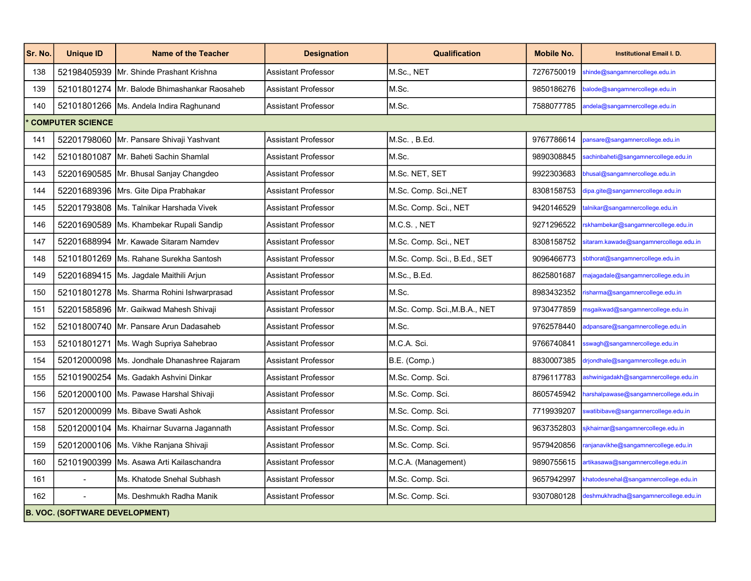| Sr. No. | Unique ID | Name of the Teacher | Designation | Qualification | Mobile No. | Institutional Email I. D. |
|---|---|---|---|---|---|---|
| 138 | 52198405939 | Mr. Shinde Prashant Krishna | Assistant Professor | M.Sc., NET | 7276750019 | shinde@sangamnercollege.edu.in |
| 139 | 52101801274 | Mr. Balode Bhimashankar Raosaheb | Assistant Professor | M.Sc. | 9850186276 | balode@sangamnercollege.edu.in |
| 140 | 52101801266 | Ms. Andela Indira Raghunand | Assistant Professor | M.Sc. | 7588077785 | andela@sangamnercollege.edu.in |
| * COMPUTER SCIENCE | | | | | | |
| 141 | 52201798060 | Mr. Pansare Shivaji Yashvant | Assistant Professor | M.Sc. , B.Ed. | 9767786614 | pansare@sangamnercollege.edu.in |
| 142 | 52101801087 | Mr. Baheti Sachin Shamlal | Assistant Professor | M.Sc. | 9890308845 | sachinbaheti@sangamnercollege.edu.in |
| 143 | 52201690585 | Mr. Bhusal Sanjay Changdeo | Assistant Professor | M.Sc. NET, SET | 9922303683 | bhusal@sangamnercollege.edu.in |
| 144 | 52201689396 | Mrs. Gite Dipa Prabhakar | Assistant Professor | M.Sc. Comp. Sci.,NET | 8308158753 | dipa.gite@sangamnercollege.edu.in |
| 145 | 52201793808 | Ms. Talnikar Harshada Vivek | Assistant Professor | M.Sc. Comp. Sci., NET | 9420146529 | talnikar@sangamnercollege.edu.in |
| 146 | 52201690589 | Ms. Khambekar Rupali Sandip | Assistant Professor | M.C.S. , NET | 9271296522 | rskhambekar@sangamnercollege.edu.in |
| 147 | 52201688994 | Mr. Kawade Sitaram Namdev | Assistant Professor | M.Sc. Comp. Sci., NET | 8308158752 | sitaram.kawade@sangamnercollege.edu.in |
| 148 | 52101801269 | Ms. Rahane Surekha Santosh | Assistant Professor | M.Sc. Comp. Sci., B.Ed., SET | 9096466773 | sbthorat@sangamnercollege.edu.in |
| 149 | 52201689415 | Ms. Jagdale Maithili Arjun | Assistant Professor | M.Sc., B.Ed. | 8625801687 | majagadale@sangamnercollege.edu.in |
| 150 | 52101801278 | Ms. Sharma Rohini Ishwarprasad | Assistant Professor | M.Sc. | 8983432352 | risharma@sangamnercollege.edu.in |
| 151 | 52201585896 | Mr. Gaikwad Mahesh Shivaji | Assistant Professor | M.Sc. Comp. Sci.,M.B.A., NET | 9730477859 | msgaikwad@sangamnercollege.edu.in |
| 152 | 52101800740 | Mr. Pansare Arun Dadasaheb | Assistant Professor | M.Sc. | 9762578440 | adpansare@sangamnercollege.edu.in |
| 153 | 52101801271 | Ms. Wagh Supriya Sahebrao | Assistant Professor | M.C.A. Sci. | 9766740841 | sswagh@sangamnercollege.edu.in |
| 154 | 52012000098 | Ms. Jondhale Dhanashree Rajaram | Assistant Professor | B.E. (Comp.) | 8830007385 | drjondhale@sangamnercollege.edu.in |
| 155 | 52101900254 | Ms. Gadakh Ashvini Dinkar | Assistant Professor | M.Sc. Comp. Sci. | 8796117783 | ashwinigadakh@sangamnercollege.edu.in |
| 156 | 52012000100 | Ms. Pawase Harshal Shivaji | Assistant Professor | M.Sc. Comp. Sci. | 8605745942 | harshalpawase@sangamnercollege.edu.in |
| 157 | 52012000099 | Ms. Bibave Swati Ashok | Assistant Professor | M.Sc. Comp. Sci. | 7719939207 | swatibibave@sangamnercollege.edu.in |
| 158 | 52012000104 | Ms. Khairnar Suvarna Jagannath | Assistant Professor | M.Sc. Comp. Sci. | 9637352803 | sjkhairnar@sangamnercollege.edu.in |
| 159 | 52012000106 | Ms. Vikhe Ranjana Shivaji | Assistant Professor | M.Sc. Comp. Sci. | 9579420856 | ranjanavikhe@sangamnercollege.edu.in |
| 160 | 52101900399 | Ms. Asawa Arti Kailaschandra | Assistant Professor | M.C.A. (Management) | 9890755615 | artikasawa@sangamnercollege.edu.in |
| 161 | - | Ms. Khatode Snehal Subhash | Assistant Professor | M.Sc. Comp. Sci. | 9657942997 | khatodesnehal@sangamnercollege.edu.in |
| 162 | - | Ms. Deshmukh Radha Manik | Assistant Professor | M.Sc. Comp. Sci. | 9307080128 | deshmukhradha@sangamnercollege.edu.in |
| B. VOC. (SOFTWARE DEVELOPMENT) | | | | | | |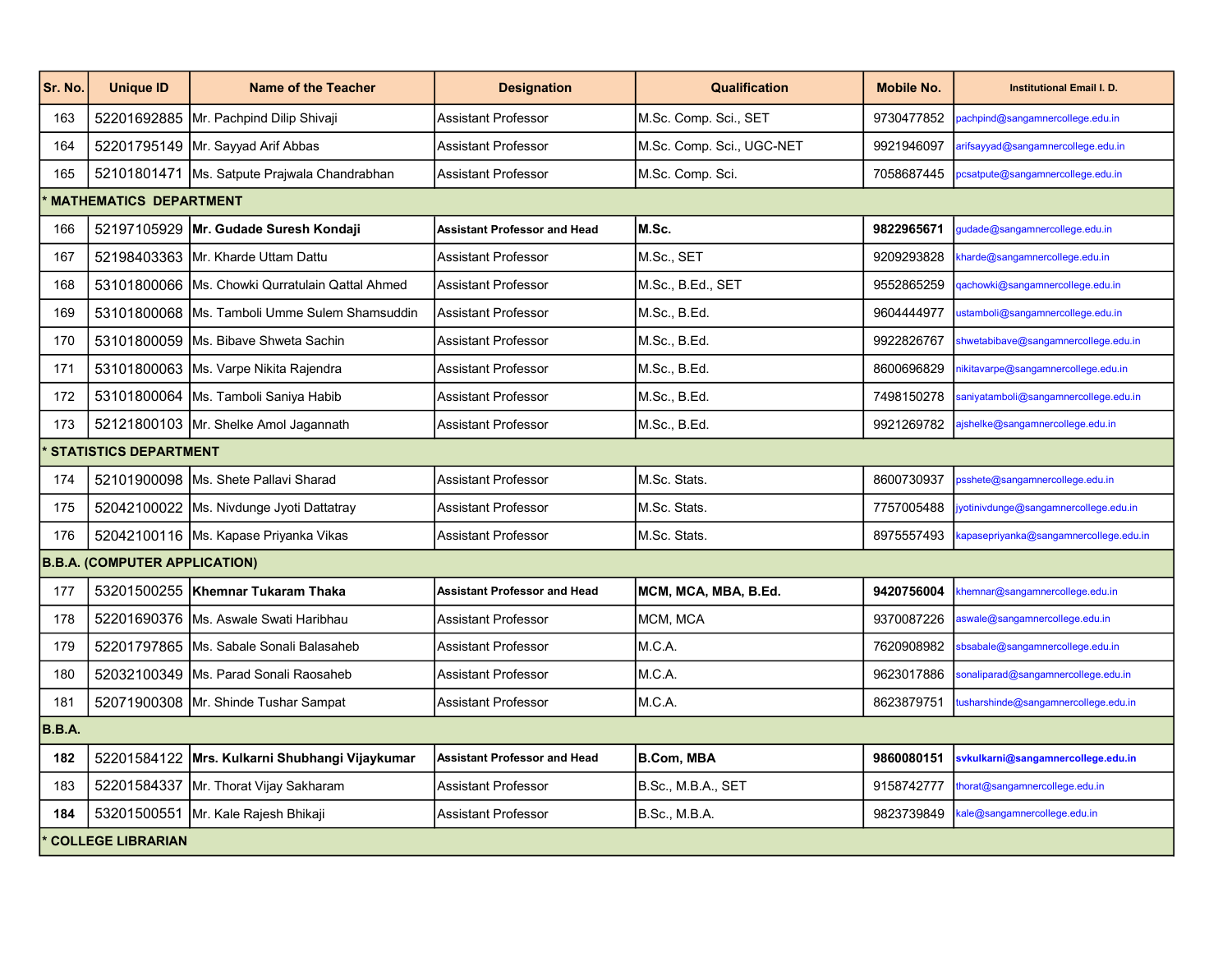| Sr. No. | Unique ID | Name of the Teacher | Designation | Qualification | Mobile No. | Institutional Email I. D. |
|---|---|---|---|---|---|---|
| 163 | 52201692885 | Mr. Pachpind Dilip Shivaji | Assistant Professor | M.Sc. Comp. Sci., SET | 9730477852 | pachpind@sangamnercollege.edu.in |
| 164 | 52201795149 | Mr. Sayyad Arif Abbas | Assistant Professor | M.Sc. Comp. Sci., UGC-NET | 9921946097 | arifsayyad@sangamnercollege.edu.in |
| 165 | 52101801471 | Ms. Satpute Prajwala Chandrabhan | Assistant Professor | M.Sc. Comp. Sci. | 7058687445 | pcsatpute@sangamnercollege.edu.in |
| **\* MATHEMATICS DEPARTMENT** | | | | | | |
| 166 | 52197105929 | **Mr. Gudade Suresh Kondaji** | **Assistant Professor and Head** | **M.Sc.** | **9822965671** | gudade@sangamnercollege.edu.in |
| 167 | 52198403363 | Mr. Kharde Uttam Dattu | Assistant Professor | M.Sc., SET | 9209293828 | kharde@sangamnercollege.edu.in |
| 168 | 53101800066 | Ms. Chowki Qurratulain Qattal Ahmed | Assistant Professor | M.Sc., B.Ed., SET | 9552865259 | qachowki@sangamnercollege.edu.in |
| 169 | 53101800068 | Ms. Tamboli Umme Sulem Shamsuddin | Assistant Professor | M.Sc., B.Ed. | 9604444977 | ustamboli@sangamnercollege.edu.in |
| 170 | 53101800059 | Ms. Bibave Shweta Sachin | Assistant Professor | M.Sc., B.Ed. | 9922826767 | shwetabibave@sangamnercollege.edu.in |
| 171 | 53101800063 | Ms. Varpe Nikita Rajendra | Assistant Professor | M.Sc., B.Ed. | 8600696829 | nikitavarpe@sangamnercollege.edu.in |
| 172 | 53101800064 | Ms. Tamboli Saniya Habib | Assistant Professor | M.Sc., B.Ed. | 7498150278 | saniyatamboli@sangamnercollege.edu.in |
| 173 | 52121800103 | Mr. Shelke Amol Jagannath | Assistant Professor | M.Sc., B.Ed. | 9921269782 | ajshelke@sangamnercollege.edu.in |
| **\* STATISTICS DEPARTMENT** | | | | | | |
| 174 | 52101900098 | Ms. Shete Pallavi Sharad | Assistant Professor | M.Sc. Stats. | 8600730937 | psshete@sangamnercollege.edu.in |
| 175 | 52042100022 | Ms. Nivdunge Jyoti Dattatray | Assistant Professor | M.Sc. Stats. | 7757005488 | jyotinivdunge@sangamnercollege.edu.in |
| 176 | 52042100116 | Ms. Kapase Priyanka Vikas | Assistant Professor | M.Sc. Stats. | 8975557493 | kapasepriyanka@sangamnercollege.edu.in |
| **B.B.A. (COMPUTER APPLICATION)** | | | | | | |
| 177 | 53201500255 | **Khemnar Tukaram Thaka** | **Assistant Professor and Head** | **MCM, MCA, MBA, B.Ed.** | **9420756004** | khemnar@sangamnercollege.edu.in |
| 178 | 52201690376 | Ms. Aswale Swati Haribhau | Assistant Professor | MCM, MCA | 9370087226 | aswale@sangamnercollege.edu.in |
| 179 | 52201797865 | Ms. Sabale Sonali Balasaheb | Assistant Professor | M.C.A. | 7620908982 | sbsabale@sangamnercollege.edu.in |
| 180 | 52032100349 | Ms. Parad Sonali Raosaheb | Assistant Professor | M.C.A. | 9623017886 | sonaliparad@sangamnercollege.edu.in |
| 181 | 52071900308 | Mr. Shinde Tushar Sampat | Assistant Professor | M.C.A. | 8623879751 | tusharshinde@sangamnercollege.edu.in |
| **B.B.A.** | | | | | | |
| **182** | 52201584122 | **Mrs. Kulkarni Shubhangi Vijaykumar** | **Assistant Professor and Head** | **B.Com, MBA** | **9860080151** | **svkulkarni@sangamnercollege.edu.in** |
| 183 | 52201584337 | Mr. Thorat Vijay Sakharam | Assistant Professor | B.Sc., M.B.A., SET | 9158742777 | thorat@sangamnercollege.edu.in |
| **184** | 53201500551 | Mr. Kale Rajesh Bhikaji | Assistant Professor | B.Sc., M.B.A. | 9823739849 | kale@sangamnercollege.edu.in |
| **\* COLLEGE LIBRARIAN** | | | | | | |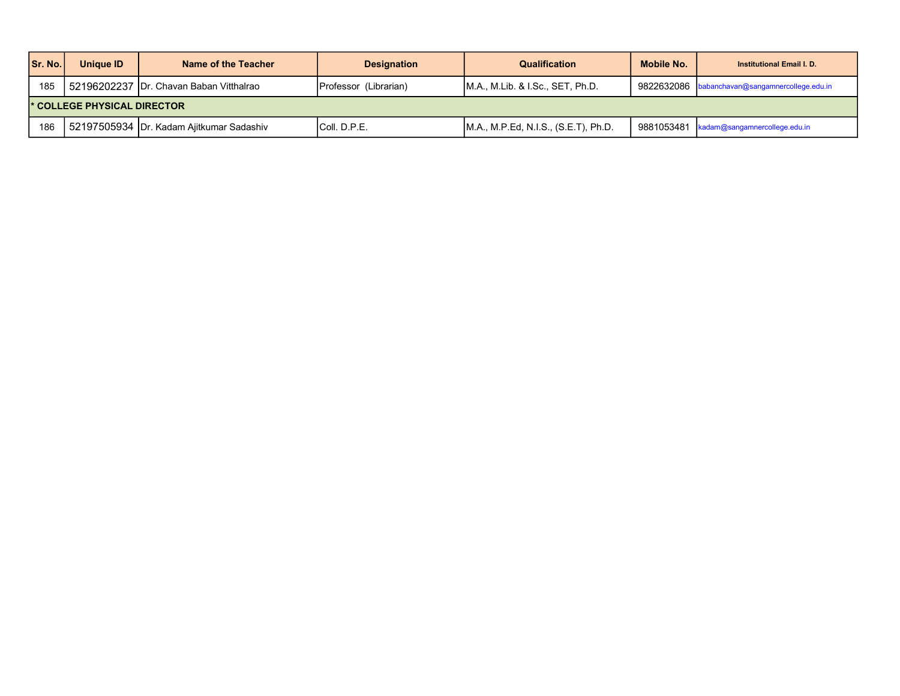| Sr. No. | Unique ID | Name of the Teacher | Designation | Qualification | Mobile No. | Institutional Email I. D. |
|---|---|---|---|---|---|---|
| 185 | 52196202237 | Dr. Chavan Baban Vitthalrao | Professor (Librarian) | M.A., M.Lib. & I.Sc., SET, Ph.D. | 9822632086 | babanchavan@sangamnercollege.edu.in |
| * COLLEGE PHYSICAL DIRECTOR | | | | | | |
| 186 | 52197505934 | Dr. Kadam Ajitkumar Sadashiv | Coll. D.P.E. | M.A., M.P.Ed, N.I.S., (S.E.T), Ph.D. | 9881053481 | kadam@sangamnercollege.edu.in |